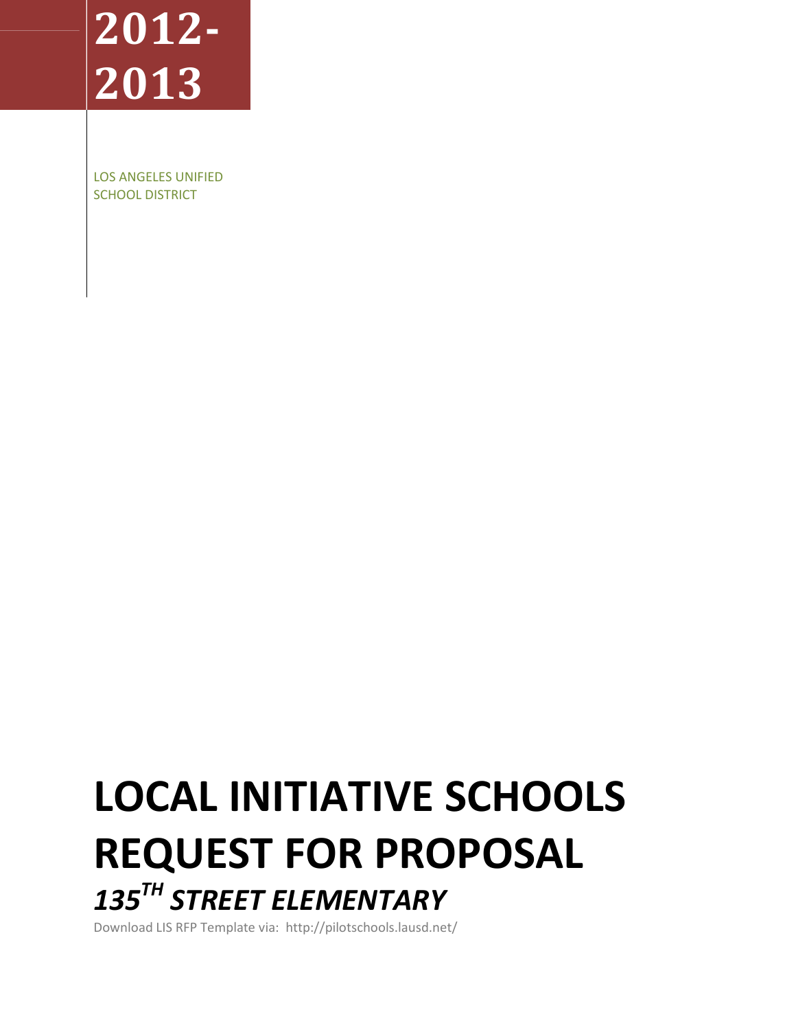# 2012-2013

LOS ANGELES UNIFIED SCHOOL DISTRICT

# LOCAL INITIATIVE SCHOOLS REQUEST FOR PROPOSAL

## *135TH STREET ELEMENTARY*

Download LIS RFP Template via: http://pilotschools.lausd.net/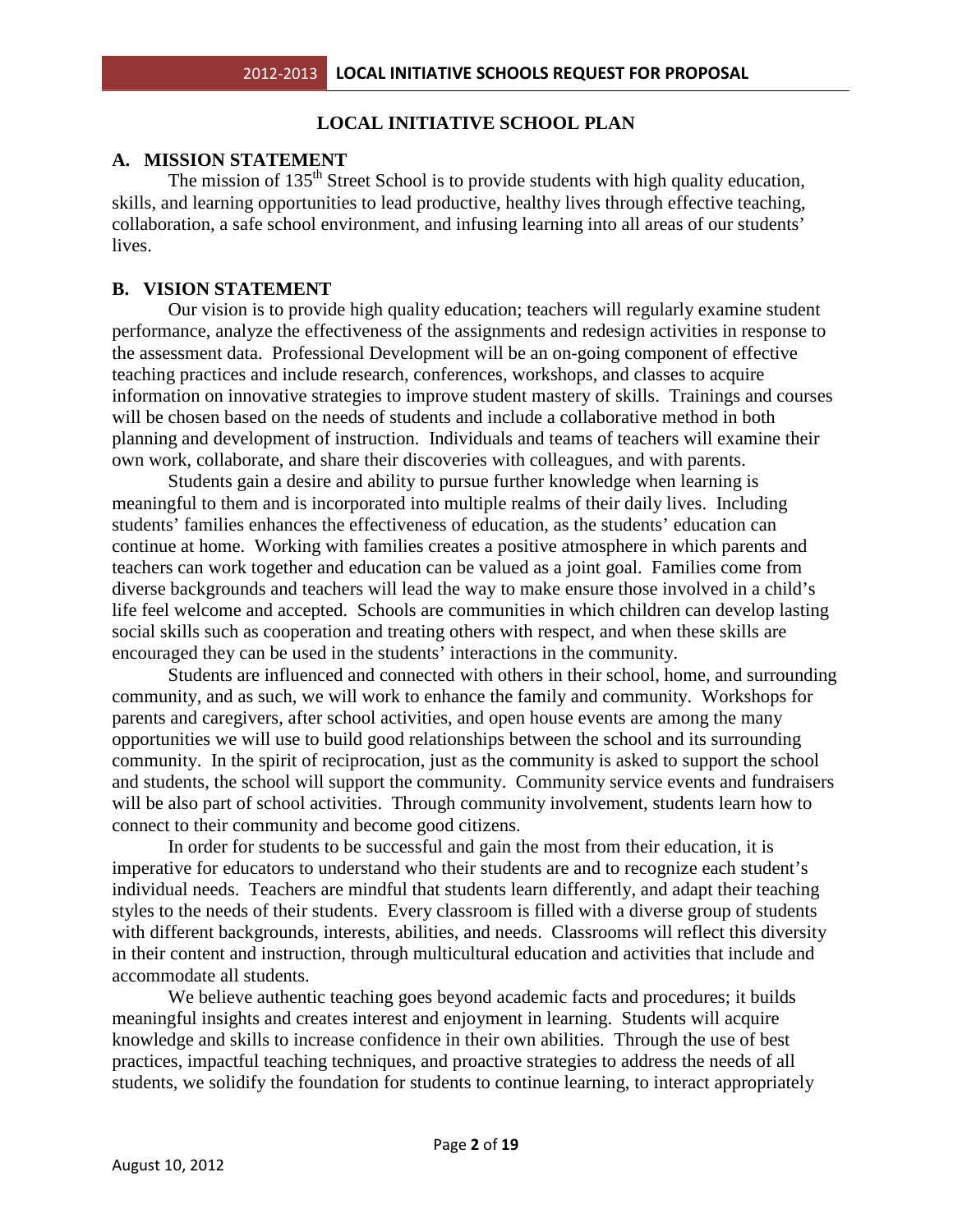## LOCAL INITIATIVE SCHOOL PLAN

### A. MISSION STATEMENT

The mission of 135th Street School is to provide students with high quality education, skills, and learning opportunities to lead productive, healthy lives through effective teaching, collaboration, a safe school environment, and infusing learning into all areas of our students' lives.

### B. VISION STATEMENT

Our vision is to provide high quality education; teachers will regularly examine student performance, analyze the effectiveness of the assignments and redesign activities in response to the assessment data. Professional Development will be an on-going component of effective teaching practices and include research, conferences, workshops, and classes to acquire information on innovative strategies to improve student mastery of skills. Trainings and courses will be chosen based on the needs of students and include a collaborative method in both planning and development of instruction. Individuals and teams of teachers will examine their own work, collaborate, and share their discoveries with colleagues, and with parents.

Students gain a desire and ability to pursue further knowledge when learning is meaningful to them and is incorporated into multiple realms of their daily lives. Including students' families enhances the effectiveness of education, as the students' education can continue at home. Working with families creates a positive atmosphere in which parents and teachers can work together and education can be valued as a joint goal. Families come from diverse backgrounds and teachers will lead the way to make ensure those involved in a child's life feel welcome and accepted. Schools are communities in which children can develop lasting social skills such as cooperation and treating others with respect, and when these skills are encouraged they can be used in the students' interactions in the community.

Students are influenced and connected with others in their school, home, and surrounding community, and as such, we will work to enhance the family and community. Workshops for parents and caregivers, after school activities, and open house events are among the many opportunities we will use to build good relationships between the school and its surrounding community. In the spirit of reciprocation, just as the community is asked to support the school and students, the school will support the community. Community service events and fundraisers will be also part of school activities. Through community involvement, students learn how to connect to their community and become good citizens.

In order for students to be successful and gain the most from their education, it is imperative for educators to understand who their students are and to recognize each student's individual needs. Teachers are mindful that students learn differently, and adapt their teaching styles to the needs of their students. Every classroom is filled with a diverse group of students with different backgrounds, interests, abilities, and needs. Classrooms will reflect this diversity in their content and instruction, through multicultural education and activities that include and accommodate all students.

We believe authentic teaching goes beyond academic facts and procedures; it builds meaningful insights and creates interest and enjoyment in learning. Students will acquire knowledge and skills to increase confidence in their own abilities. Through the use of best practices, impactful teaching techniques, and proactive strategies to address the needs of all students, we solidify the foundation for students to continue learning, to interact appropriately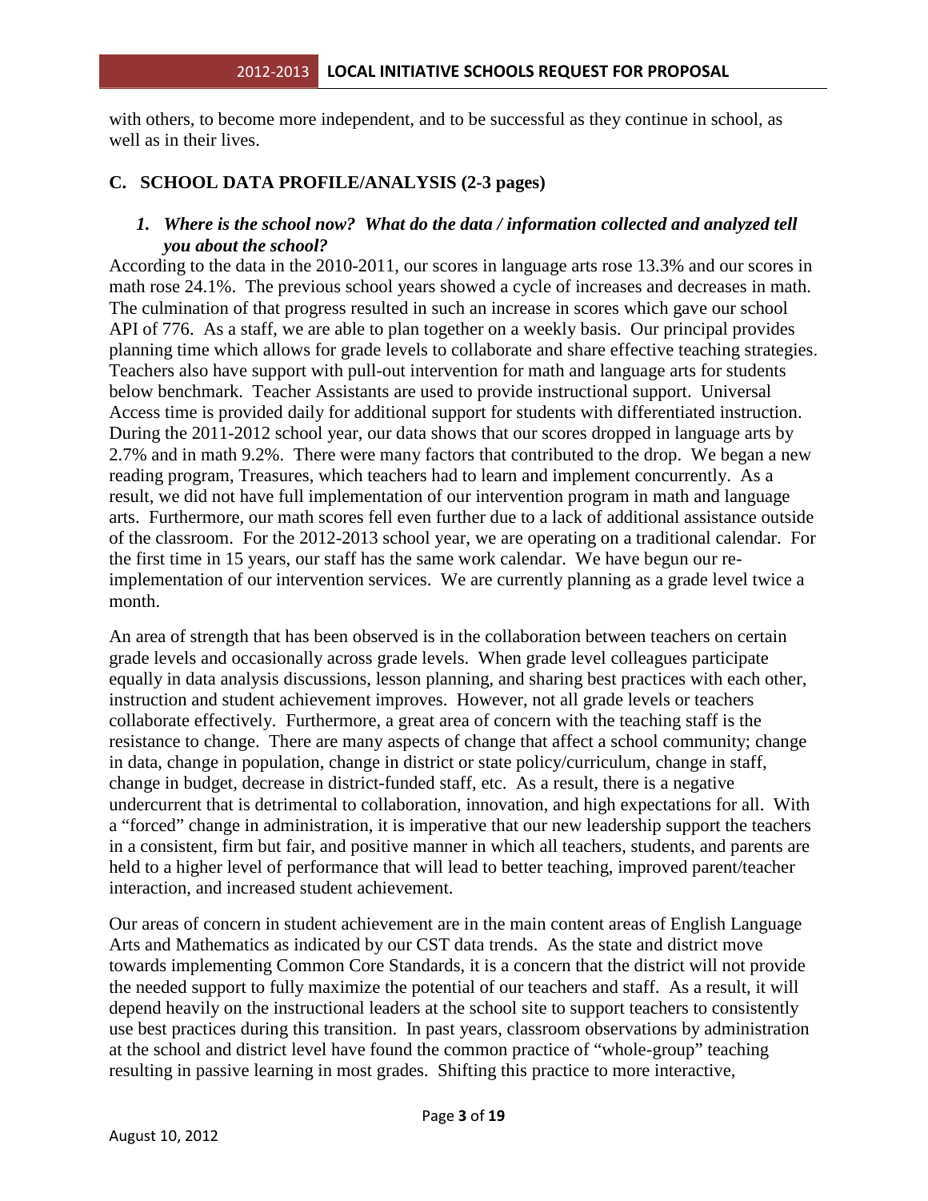with others, to become more independent, and to be successful as they continue in school, as well as in their lives.

## C. SCHOOL DATA PROFILE/ANALYSIS (2-3 pages)

### *1. Where is the school now? What do the data / information collected and analyzed tell you about the school?*

According to the data in the 2010-2011, our scores in language arts rose 13.3% and our scores in math rose 24.1%. The previous school years showed a cycle of increases and decreases in math. The culmination of that progress resulted in such an increase in scores which gave our school API of 776. As a staff, we are able to plan together on a weekly basis. Our principal provides planning time which allows for grade levels to collaborate and share effective teaching strategies. Teachers also have support with pull-out intervention for math and language arts for students below benchmark. Teacher Assistants are used to provide instructional support. Universal Access time is provided daily for additional support for students with differentiated instruction. During the 2011-2012 school year, our data shows that our scores dropped in language arts by 2.7% and in math 9.2%. There were many factors that contributed to the drop. We began a new reading program, Treasures, which teachers had to learn and implement concurrently. As a result, we did not have full implementation of our intervention program in math and language arts. Furthermore, our math scores fell even further due to a lack of additional assistance outside of the classroom. For the 2012-2013 school year, we are operating on a traditional calendar. For the first time in 15 years, our staff has the same work calendar. We have begun our re-implementation of our intervention services. We are currently planning as a grade level twice a month.

An area of strength that has been observed is in the collaboration between teachers on certain grade levels and occasionally across grade levels. When grade level colleagues participate equally in data analysis discussions, lesson planning, and sharing best practices with each other, instruction and student achievement improves. However, not all grade levels or teachers collaborate effectively. Furthermore, a great area of concern with the teaching staff is the resistance to change. There are many aspects of change that affect a school community; change in data, change in population, change in district or state policy/curriculum, change in staff, change in budget, decrease in district-funded staff, etc. As a result, there is a negative undercurrent that is detrimental to collaboration, innovation, and high expectations for all. With a "forced" change in administration, it is imperative that our new leadership support the teachers in a consistent, firm but fair, and positive manner in which all teachers, students, and parents are held to a higher level of performance that will lead to better teaching, improved parent/teacher interaction, and increased student achievement.

Our areas of concern in student achievement are in the main content areas of English Language Arts and Mathematics as indicated by our CST data trends. As the state and district move towards implementing Common Core Standards, it is a concern that the district will not provide the needed support to fully maximize the potential of our teachers and staff. As a result, it will depend heavily on the instructional leaders at the school site to support teachers to consistently use best practices during this transition. In past years, classroom observations by administration at the school and district level have found the common practice of "whole-group" teaching resulting in passive learning in most grades. Shifting this practice to more interactive,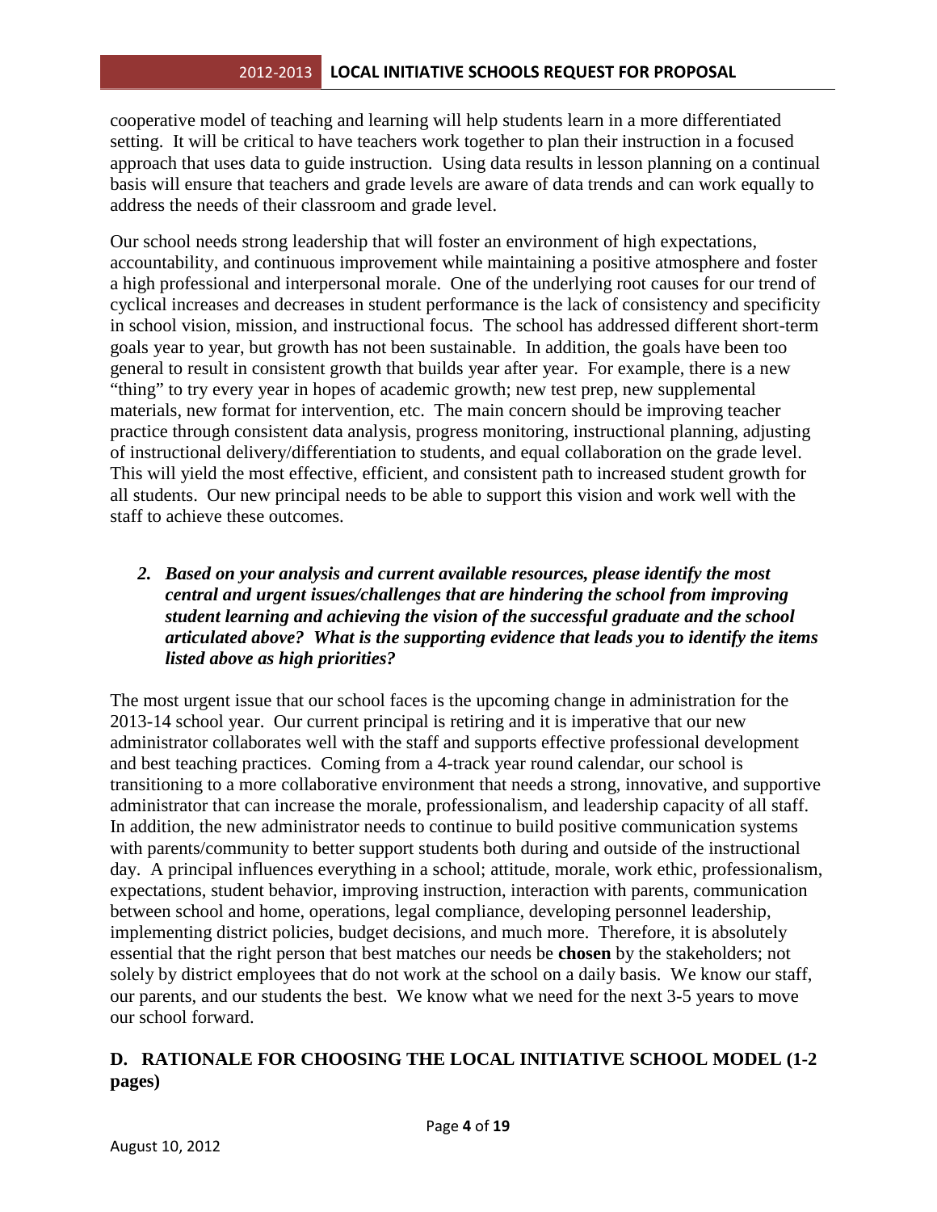cooperative model of teaching and learning will help students learn in a more differentiated setting. It will be critical to have teachers work together to plan their instruction in a focused approach that uses data to guide instruction. Using data results in lesson planning on a continual basis will ensure that teachers and grade levels are aware of data trends and can work equally to address the needs of their classroom and grade level.

Our school needs strong leadership that will foster an environment of high expectations, accountability, and continuous improvement while maintaining a positive atmosphere and foster a high professional and interpersonal morale. One of the underlying root causes for our trend of cyclical increases and decreases in student performance is the lack of consistency and specificity in school vision, mission, and instructional focus. The school has addressed different short-term goals year to year, but growth has not been sustainable. In addition, the goals have been too general to result in consistent growth that builds year after year. For example, there is a new "thing" to try every year in hopes of academic growth; new test prep, new supplemental materials, new format for intervention, etc. The main concern should be improving teacher practice through consistent data analysis, progress monitoring, instructional planning, adjusting of instructional delivery/differentiation to students, and equal collaboration on the grade level. This will yield the most effective, efficient, and consistent path to increased student growth for all students. Our new principal needs to be able to support this vision and work well with the staff to achieve these outcomes.

2. ***Based on your analysis and current available resources, please identify the most central and urgent issues/challenges that are hindering the school from improving student learning and achieving the vision of the successful graduate and the school articulated above? What is the supporting evidence that leads you to identify the items listed above as high priorities?***

The most urgent issue that our school faces is the upcoming change in administration for the 2013-14 school year. Our current principal is retiring and it is imperative that our new administrator collaborates well with the staff and supports effective professional development and best teaching practices. Coming from a 4-track year round calendar, our school is transitioning to a more collaborative environment that needs a strong, innovative, and supportive administrator that can increase the morale, professionalism, and leadership capacity of all staff. In addition, the new administrator needs to continue to build positive communication systems with parents/community to better support students both during and outside of the instructional day. A principal influences everything in a school; attitude, morale, work ethic, professionalism, expectations, student behavior, improving instruction, interaction with parents, communication between school and home, operations, legal compliance, developing personnel leadership, implementing district policies, budget decisions, and much more. Therefore, it is absolutely essential that the right person that best matches our needs be **chosen** by the stakeholders; not solely by district employees that do not work at the school on a daily basis. We know our staff, our parents, and our students the best. We know what we need for the next 3-5 years to move our school forward.

## D. RATIONALE FOR CHOOSING THE LOCAL INITIATIVE SCHOOL MODEL (1-2 pages)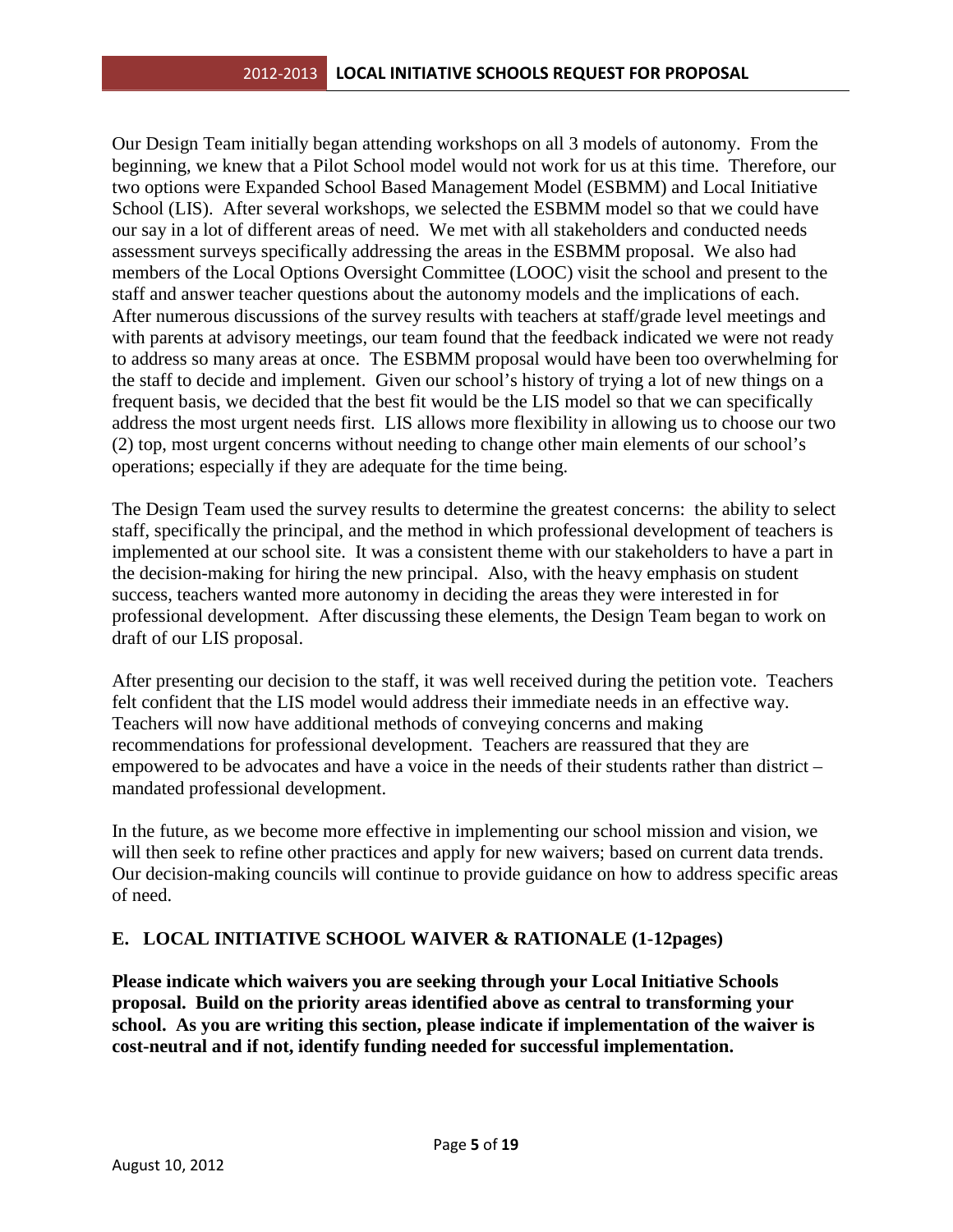Our Design Team initially began attending workshops on all 3 models of autonomy. From the beginning, we knew that a Pilot School model would not work for us at this time. Therefore, our two options were Expanded School Based Management Model (ESBMM) and Local Initiative School (LIS). After several workshops, we selected the ESBMM model so that we could have our say in a lot of different areas of need. We met with all stakeholders and conducted needs assessment surveys specifically addressing the areas in the ESBMM proposal. We also had members of the Local Options Oversight Committee (LOOC) visit the school and present to the staff and answer teacher questions about the autonomy models and the implications of each. After numerous discussions of the survey results with teachers at staff/grade level meetings and with parents at advisory meetings, our team found that the feedback indicated we were not ready to address so many areas at once. The ESBMM proposal would have been too overwhelming for the staff to decide and implement. Given our school's history of trying a lot of new things on a frequent basis, we decided that the best fit would be the LIS model so that we can specifically address the most urgent needs first. LIS allows more flexibility in allowing us to choose our two (2) top, most urgent concerns without needing to change other main elements of our school's operations; especially if they are adequate for the time being.

The Design Team used the survey results to determine the greatest concerns: the ability to select staff, specifically the principal, and the method in which professional development of teachers is implemented at our school site. It was a consistent theme with our stakeholders to have a part in the decision-making for hiring the new principal. Also, with the heavy emphasis on student success, teachers wanted more autonomy in deciding the areas they were interested in for professional development. After discussing these elements, the Design Team began to work on draft of our LIS proposal.

After presenting our decision to the staff, it was well received during the petition vote. Teachers felt confident that the LIS model would address their immediate needs in an effective way. Teachers will now have additional methods of conveying concerns and making recommendations for professional development. Teachers are reassured that they are empowered to be advocates and have a voice in the needs of their students rather than district – mandated professional development.

In the future, as we become more effective in implementing our school mission and vision, we will then seek to refine other practices and apply for new waivers; based on current data trends. Our decision-making councils will continue to provide guidance on how to address specific areas of need.

## E. LOCAL INITIATIVE SCHOOL WAIVER & RATIONALE (1-12pages)

**Please indicate which waivers you are seeking through your Local Initiative Schools proposal. Build on the priority areas identified above as central to transforming your school. As you are writing this section, please indicate if implementation of the waiver is cost-neutral and if not, identify funding needed for successful implementation.**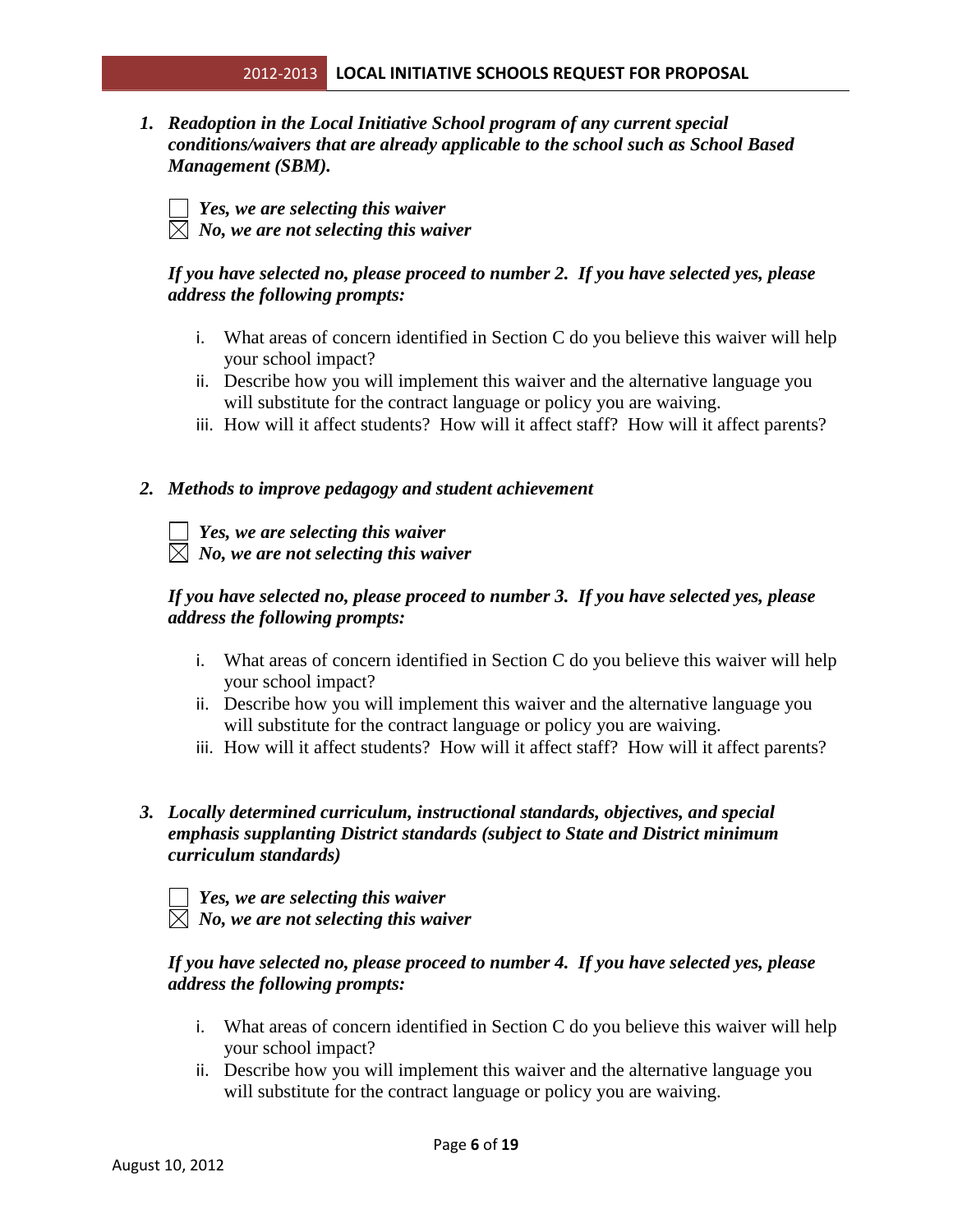1. ***Readoption in the Local Initiative School program of any current special conditions/waivers that are already applicable to the school such as School Based Management (SBM).***

   ☐ ***Yes, we are selecting this waiver***
   ☒ ***No, we are not selecting this waiver***

   ***If you have selected no, please proceed to number 2. If you have selected yes, please address the following prompts:***

   i. What areas of concern identified in Section C do you believe this waiver will help your school impact?
   ii. Describe how you will implement this waiver and the alternative language you will substitute for the contract language or policy you are waiving.
   iii. How will it affect students? How will it affect staff? How will it affect parents?

2. ***Methods to improve pedagogy and student achievement***

   ☐ ***Yes, we are selecting this waiver***
   ☒ ***No, we are not selecting this waiver***

   ***If you have selected no, please proceed to number 3. If you have selected yes, please address the following prompts:***

   i. What areas of concern identified in Section C do you believe this waiver will help your school impact?
   ii. Describe how you will implement this waiver and the alternative language you will substitute for the contract language or policy you are waiving.
   iii. How will it affect students? How will it affect staff? How will it affect parents?

3. ***Locally determined curriculum, instructional standards, objectives, and special emphasis supplanting District standards (subject to State and District minimum curriculum standards)***

   ☐ ***Yes, we are selecting this waiver***
   ☒ ***No, we are not selecting this waiver***

   ***If you have selected no, please proceed to number 4. If you have selected yes, please address the following prompts:***

   i. What areas of concern identified in Section C do you believe this waiver will help your school impact?
   ii. Describe how you will implement this waiver and the alternative language you will substitute for the contract language or policy you are waiving.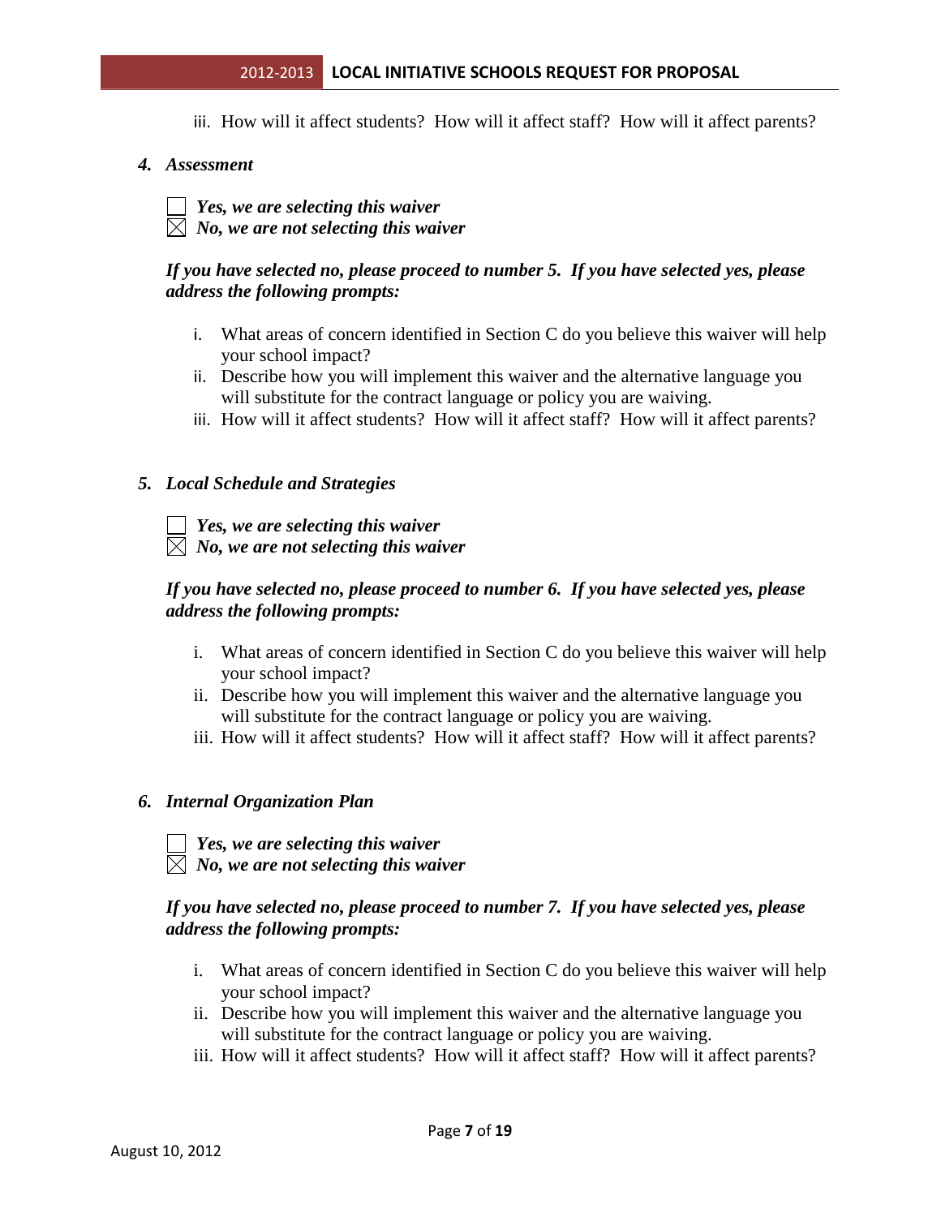iii. How will it affect students? How will it affect staff? How will it affect parents?

4. ***Assessment***

☐ ***Yes, we are selecting this waiver***
☒ ***No, we are not selecting this waiver***

***If you have selected no, please proceed to number 5. If you have selected yes, please address the following prompts:***

i. What areas of concern identified in Section C do you believe this waiver will help your school impact?
ii. Describe how you will implement this waiver and the alternative language you will substitute for the contract language or policy you are waiving.
iii. How will it affect students? How will it affect staff? How will it affect parents?

5. ***Local Schedule and Strategies***

☐ ***Yes, we are selecting this waiver***
☒ ***No, we are not selecting this waiver***

***If you have selected no, please proceed to number 6. If you have selected yes, please address the following prompts:***

i. What areas of concern identified in Section C do you believe this waiver will help your school impact?
ii. Describe how you will implement this waiver and the alternative language you will substitute for the contract language or policy you are waiving.
iii. How will it affect students? How will it affect staff? How will it affect parents?

6. ***Internal Organization Plan***

☐ ***Yes, we are selecting this waiver***
☒ ***No, we are not selecting this waiver***

***If you have selected no, please proceed to number 7. If you have selected yes, please address the following prompts:***

i. What areas of concern identified in Section C do you believe this waiver will help your school impact?
ii. Describe how you will implement this waiver and the alternative language you will substitute for the contract language or policy you are waiving.
iii. How will it affect students? How will it affect staff? How will it affect parents?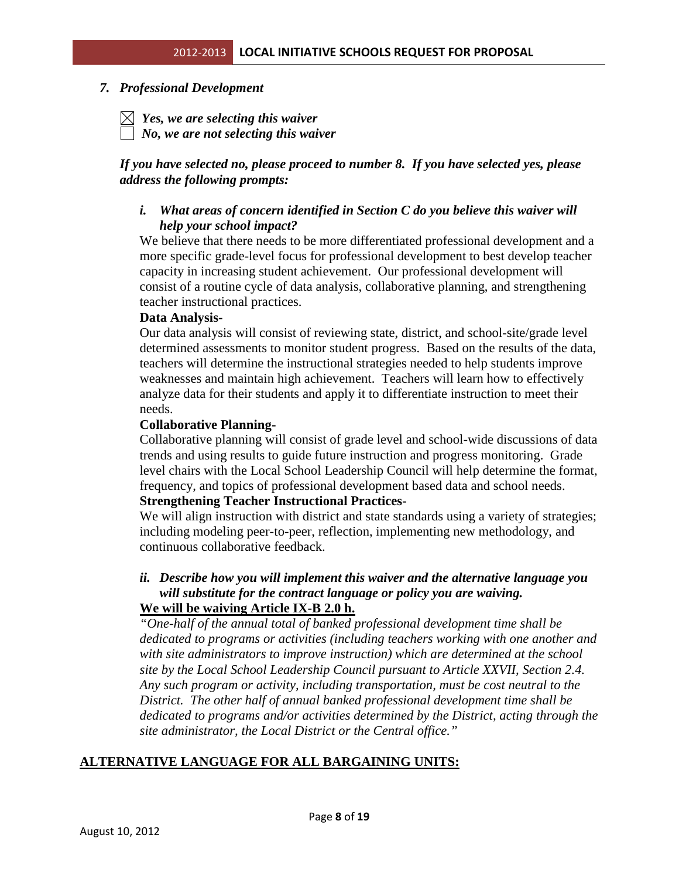### *7. Professional Development*

☒ ***Yes, we are selecting this waiver***
☐ ***No, we are not selecting this waiver***

***If you have selected no, please proceed to number 8. If you have selected yes, please address the following prompts:***

***i. What areas of concern identified in Section C do you believe this waiver will help your school impact?***

We believe that there needs to be more differentiated professional development and a more specific grade-level focus for professional development to best develop teacher capacity in increasing student achievement. Our professional development will consist of a routine cycle of data analysis, collaborative planning, and strengthening teacher instructional practices.

**Data Analysis-**

Our data analysis will consist of reviewing state, district, and school-site/grade level determined assessments to monitor student progress. Based on the results of the data, teachers will determine the instructional strategies needed to help students improve weaknesses and maintain high achievement. Teachers will learn how to effectively analyze data for their students and apply it to differentiate instruction to meet their needs.

**Collaborative Planning-**

Collaborative planning will consist of grade level and school-wide discussions of data trends and using results to guide future instruction and progress monitoring. Grade level chairs with the Local School Leadership Council will help determine the format, frequency, and topics of professional development based data and school needs.

**Strengthening Teacher Instructional Practices-**

We will align instruction with district and state standards using a variety of strategies; including modeling peer-to-peer, reflection, implementing new methodology, and continuous collaborative feedback.

***ii. Describe how you will implement this waiver and the alternative language you will substitute for the contract language or policy you are waiving.***

**<u>We will be waiving Article IX-B 2.0 h.</u>**

*"One-half of the annual total of banked professional development time shall be dedicated to programs or activities (including teachers working with one another and with site administrators to improve instruction) which are determined at the school site by the Local School Leadership Council pursuant to Article XXVII, Section 2.4. Any such program or activity, including transportation, must be cost neutral to the District. The other half of annual banked professional development time shall be dedicated to programs and/or activities determined by the District, acting through the site administrator, the Local District or the Central office."*

**<u>ALTERNATIVE LANGUAGE FOR ALL BARGAINING UNITS:</u>**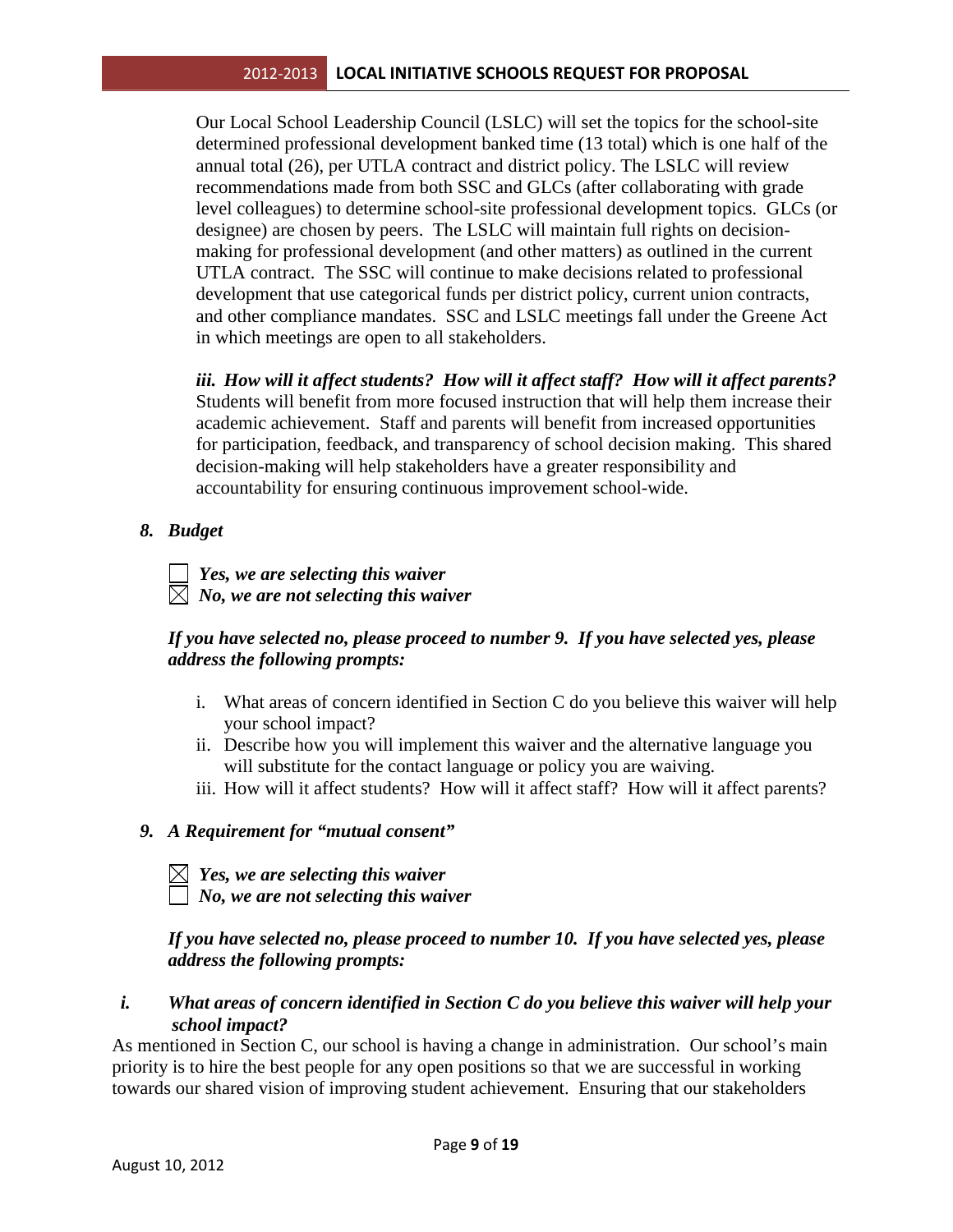Our Local School Leadership Council (LSLC) will set the topics for the school-site determined professional development banked time (13 total) which is one half of the annual total (26), per UTLA contract and district policy. The LSLC will review recommendations made from both SSC and GLCs (after collaborating with grade level colleagues) to determine school-site professional development topics. GLCs (or designee) are chosen by peers. The LSLC will maintain full rights on decision-making for professional development (and other matters) as outlined in the current UTLA contract. The SSC will continue to make decisions related to professional development that use categorical funds per district policy, current union contracts, and other compliance mandates. SSC and LSLC meetings fall under the Greene Act in which meetings are open to all stakeholders.

***iii. How will it affect students? How will it affect staff? How will it affect parents?***
Students will benefit from more focused instruction that will help them increase their academic achievement. Staff and parents will benefit from increased opportunities for participation, feedback, and transparency of school decision making. This shared decision-making will help stakeholders have a greater responsibility and accountability for ensuring continuous improvement school-wide.

***8. Budget***

☐ ***Yes, we are selecting this waiver***
☒ ***No, we are not selecting this waiver***

***If you have selected no, please proceed to number 9. If you have selected yes, please address the following prompts:***

i. What areas of concern identified in Section C do you believe this waiver will help your school impact?
ii. Describe how you will implement this waiver and the alternative language you will substitute for the contact language or policy you are waiving.
iii. How will it affect students? How will it affect staff? How will it affect parents?

***9. A Requirement for "mutual consent"***

☒ ***Yes, we are selecting this waiver***
☐ ***No, we are not selecting this waiver***

***If you have selected no, please proceed to number 10. If you have selected yes, please address the following prompts:***

***i. What areas of concern identified in Section C do you believe this waiver will help your school impact?***
As mentioned in Section C, our school is having a change in administration. Our school's main priority is to hire the best people for any open positions so that we are successful in working towards our shared vision of improving student achievement. Ensuring that our stakeholders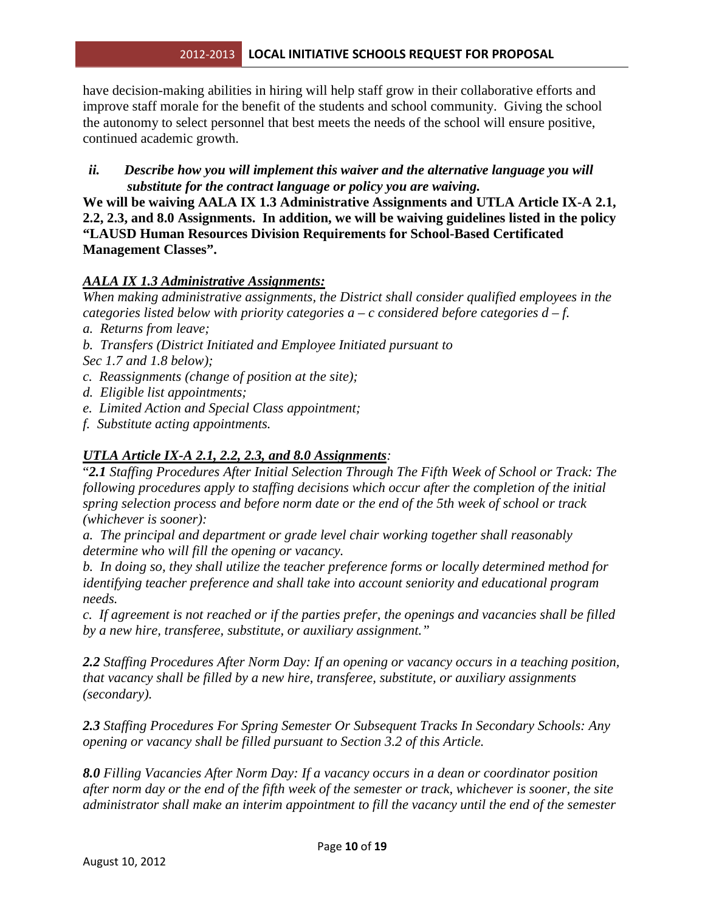have decision-making abilities in hiring will help staff grow in their collaborative efforts and improve staff morale for the benefit of the students and school community. Giving the school the autonomy to select personnel that best meets the needs of the school will ensure positive, continued academic growth.

*ii. Describe how you will implement this waiver and the alternative language you will substitute for the contract language or policy you are waiving.*

**We will be waiving AALA IX 1.3 Administrative Assignments and UTLA Article IX-A 2.1, 2.2, 2.3, and 8.0 Assignments. In addition, we will be waiving guidelines listed in the policy "LAUSD Human Resources Division Requirements for School-Based Certificated Management Classes".**

***AALA IX 1.3 Administrative Assignments:***

*When making administrative assignments, the District shall consider qualified employees in the categories listed below with priority categories a – c considered before categories d – f.*

*a. Returns from leave;*
*b. Transfers (District Initiated and Employee Initiated pursuant to Sec 1.7 and 1.8 below);*
*c. Reassignments (change of position at the site);*
*d. Eligible list appointments;*
*e. Limited Action and Special Class appointment;*
*f. Substitute acting appointments.*

***UTLA Article IX-A 2.1, 2.2, 2.3, and 8.0 Assignments****:*

"***2.1*** *Staffing Procedures After Initial Selection Through The Fifth Week of School or Track: The following procedures apply to staffing decisions which occur after the completion of the initial spring selection process and before norm date or the end of the 5th week of school or track (whichever is sooner):*

*a. The principal and department or grade level chair working together shall reasonably determine who will fill the opening or vacancy.*

*b. In doing so, they shall utilize the teacher preference forms or locally determined method for identifying teacher preference and shall take into account seniority and educational program needs.*

*c. If agreement is not reached or if the parties prefer, the openings and vacancies shall be filled by a new hire, transferee, substitute, or auxiliary assignment."*

***2.2*** *Staffing Procedures After Norm Day: If an opening or vacancy occurs in a teaching position, that vacancy shall be filled by a new hire, transferee, substitute, or auxiliary assignments (secondary).*

***2.3*** *Staffing Procedures For Spring Semester Or Subsequent Tracks In Secondary Schools: Any opening or vacancy shall be filled pursuant to Section 3.2 of this Article.*

***8.0*** *Filling Vacancies After Norm Day: If a vacancy occurs in a dean or coordinator position after norm day or the end of the fifth week of the semester or track, whichever is sooner, the site administrator shall make an interim appointment to fill the vacancy until the end of the semester*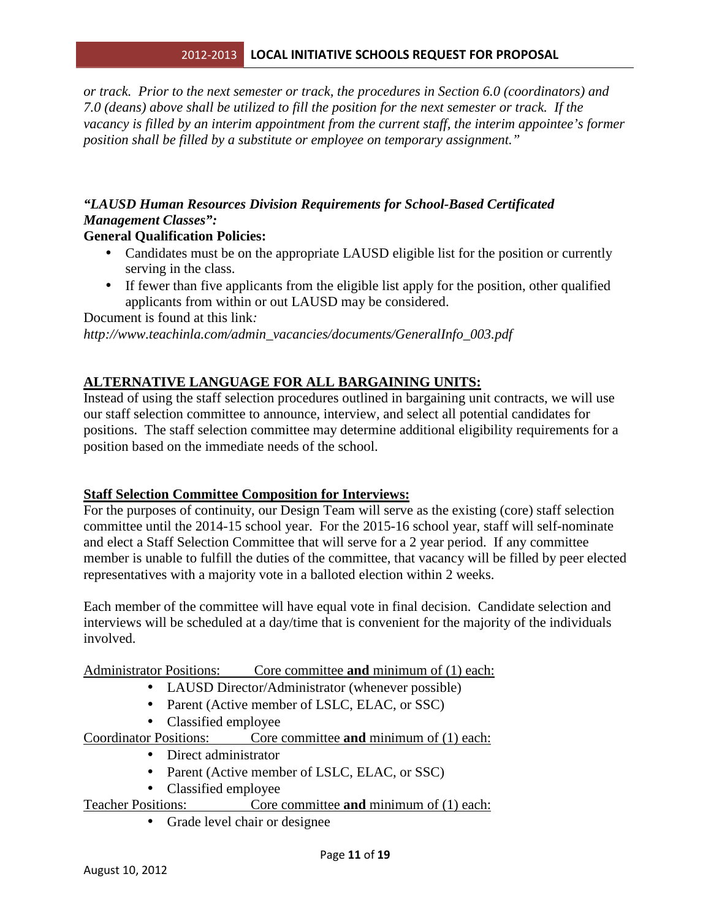*or track. Prior to the next semester or track, the procedures in Section 6.0 (coordinators) and 7.0 (deans) above shall be utilized to fill the position for the next semester or track. If the vacancy is filled by an interim appointment from the current staff, the interim appointee's former position shall be filled by a substitute or employee on temporary assignment."*

***"LAUSD Human Resources Division Requirements for School-Based Certificated Management Classes":***

**General Qualification Policies:**

- Candidates must be on the appropriate LAUSD eligible list for the position or currently serving in the class.
- If fewer than five applicants from the eligible list apply for the position, other qualified applicants from within or out LAUSD may be considered.

Document is found at this link*:*
*http://www.teachinla.com/admin_vacancies/documents/GeneralInfo_003.pdf*

**ALTERNATIVE LANGUAGE FOR ALL BARGAINING UNITS:**

Instead of using the staff selection procedures outlined in bargaining unit contracts, we will use our staff selection committee to announce, interview, and select all potential candidates for positions. The staff selection committee may determine additional eligibility requirements for a position based on the immediate needs of the school.

**Staff Selection Committee Composition for Interviews:**

For the purposes of continuity, our Design Team will serve as the existing (core) staff selection committee until the 2014-15 school year. For the 2015-16 school year, staff will self-nominate and elect a Staff Selection Committee that will serve for a 2 year period. If any committee member is unable to fulfill the duties of the committee, that vacancy will be filled by peer elected representatives with a majority vote in a balloted election within 2 weeks.

Each member of the committee will have equal vote in final decision. Candidate selection and interviews will be scheduled at a day/time that is convenient for the majority of the individuals involved.

Administrator Positions: Core committee **and** minimum of (1) each:

- LAUSD Director/Administrator (whenever possible)
- Parent (Active member of LSLC, ELAC, or SSC)
- Classified employee

Coordinator Positions: Core committee **and** minimum of (1) each:

- Direct administrator
- Parent (Active member of LSLC, ELAC, or SSC)
- Classified employee

Teacher Positions: Core committee **and** minimum of (1) each:

- Grade level chair or designee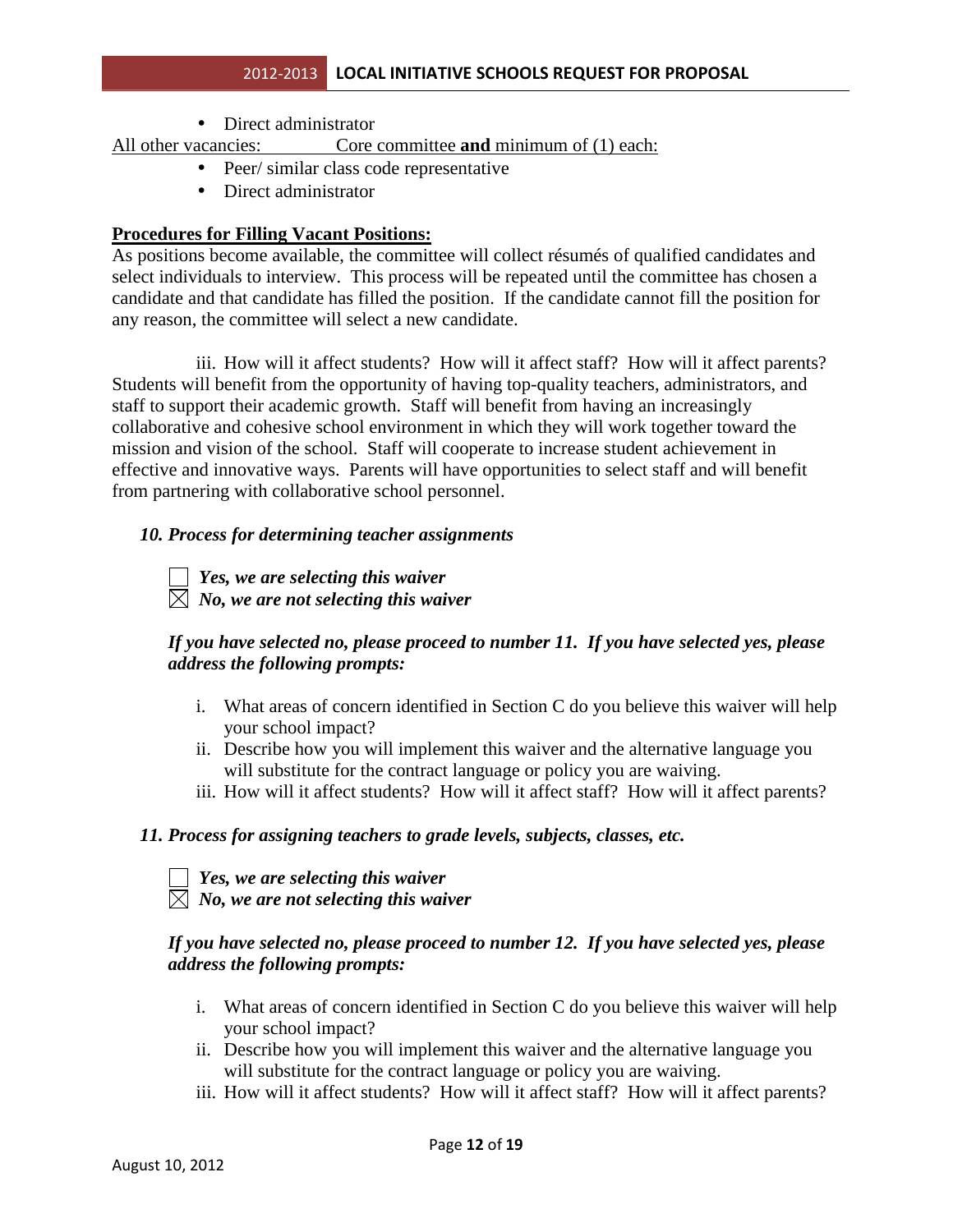- Direct administrator

<u>All other vacancies: Core committee **and** minimum of (1) each:</u>

- Peer/ similar class code representative
- Direct administrator

**<u>Procedures for Filling Vacant Positions:</u>**

As positions become available, the committee will collect résumés of qualified candidates and select individuals to interview. This process will be repeated until the committee has chosen a candidate and that candidate has filled the position. If the candidate cannot fill the position for any reason, the committee will select a new candidate.

iii. How will it affect students? How will it affect staff? How will it affect parents? Students will benefit from the opportunity of having top-quality teachers, administrators, and staff to support their academic growth. Staff will benefit from having an increasingly collaborative and cohesive school environment in which they will work together toward the mission and vision of the school. Staff will cooperate to increase student achievement in effective and innovative ways. Parents will have opportunities to select staff and will benefit from partnering with collaborative school personnel.

### *10. Process for determining teacher assignments*

☐ ***Yes, we are selecting this waiver***
☒ ***No, we are not selecting this waiver***

***If you have selected no, please proceed to number 11. If you have selected yes, please address the following prompts:***

i. What areas of concern identified in Section C do you believe this waiver will help your school impact?
ii. Describe how you will implement this waiver and the alternative language you will substitute for the contract language or policy you are waiving.
iii. How will it affect students? How will it affect staff? How will it affect parents?

### *11. Process for assigning teachers to grade levels, subjects, classes, etc.*

☐ ***Yes, we are selecting this waiver***
☒ ***No, we are not selecting this waiver***

***If you have selected no, please proceed to number 12. If you have selected yes, please address the following prompts:***

i. What areas of concern identified in Section C do you believe this waiver will help your school impact?
ii. Describe how you will implement this waiver and the alternative language you will substitute for the contract language or policy you are waiving.
iii. How will it affect students? How will it affect staff? How will it affect parents?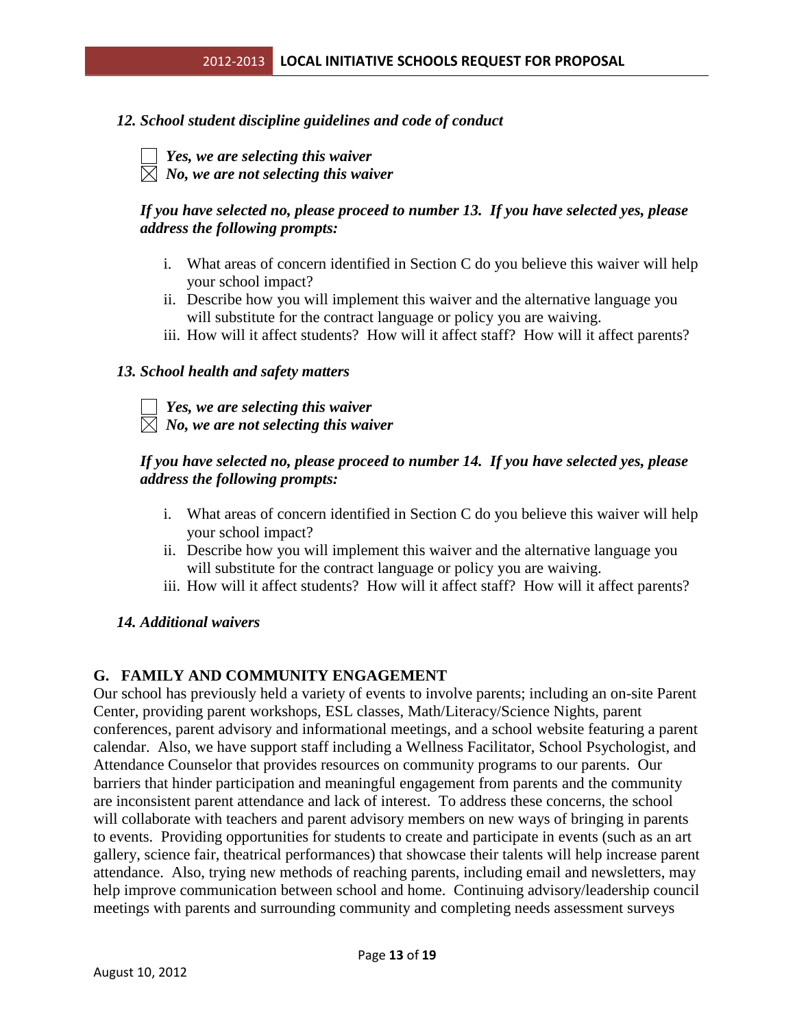### *12. School student discipline guidelines and code of conduct*

☐ ***Yes, we are selecting this waiver***
☒ ***No, we are not selecting this waiver***

***If you have selected no, please proceed to number 13. If you have selected yes, please address the following prompts:***

i. What areas of concern identified in Section C do you believe this waiver will help your school impact?
ii. Describe how you will implement this waiver and the alternative language you will substitute for the contract language or policy you are waiving.
iii. How will it affect students? How will it affect staff? How will it affect parents?

### *13. School health and safety matters*

☐ ***Yes, we are selecting this waiver***
☒ ***No, we are not selecting this waiver***

***If you have selected no, please proceed to number 14. If you have selected yes, please address the following prompts:***

i. What areas of concern identified in Section C do you believe this waiver will help your school impact?
ii. Describe how you will implement this waiver and the alternative language you will substitute for the contract language or policy you are waiving.
iii. How will it affect students? How will it affect staff? How will it affect parents?

### *14. Additional waivers*

## G. FAMILY AND COMMUNITY ENGAGEMENT

Our school has previously held a variety of events to involve parents; including an on-site Parent Center, providing parent workshops, ESL classes, Math/Literacy/Science Nights, parent conferences, parent advisory and informational meetings, and a school website featuring a parent calendar. Also, we have support staff including a Wellness Facilitator, School Psychologist, and Attendance Counselor that provides resources on community programs to our parents. Our barriers that hinder participation and meaningful engagement from parents and the community are inconsistent parent attendance and lack of interest. To address these concerns, the school will collaborate with teachers and parent advisory members on new ways of bringing in parents to events. Providing opportunities for students to create and participate in events (such as an art gallery, science fair, theatrical performances) that showcase their talents will help increase parent attendance. Also, trying new methods of reaching parents, including email and newsletters, may help improve communication between school and home. Continuing advisory/leadership council meetings with parents and surrounding community and completing needs assessment surveys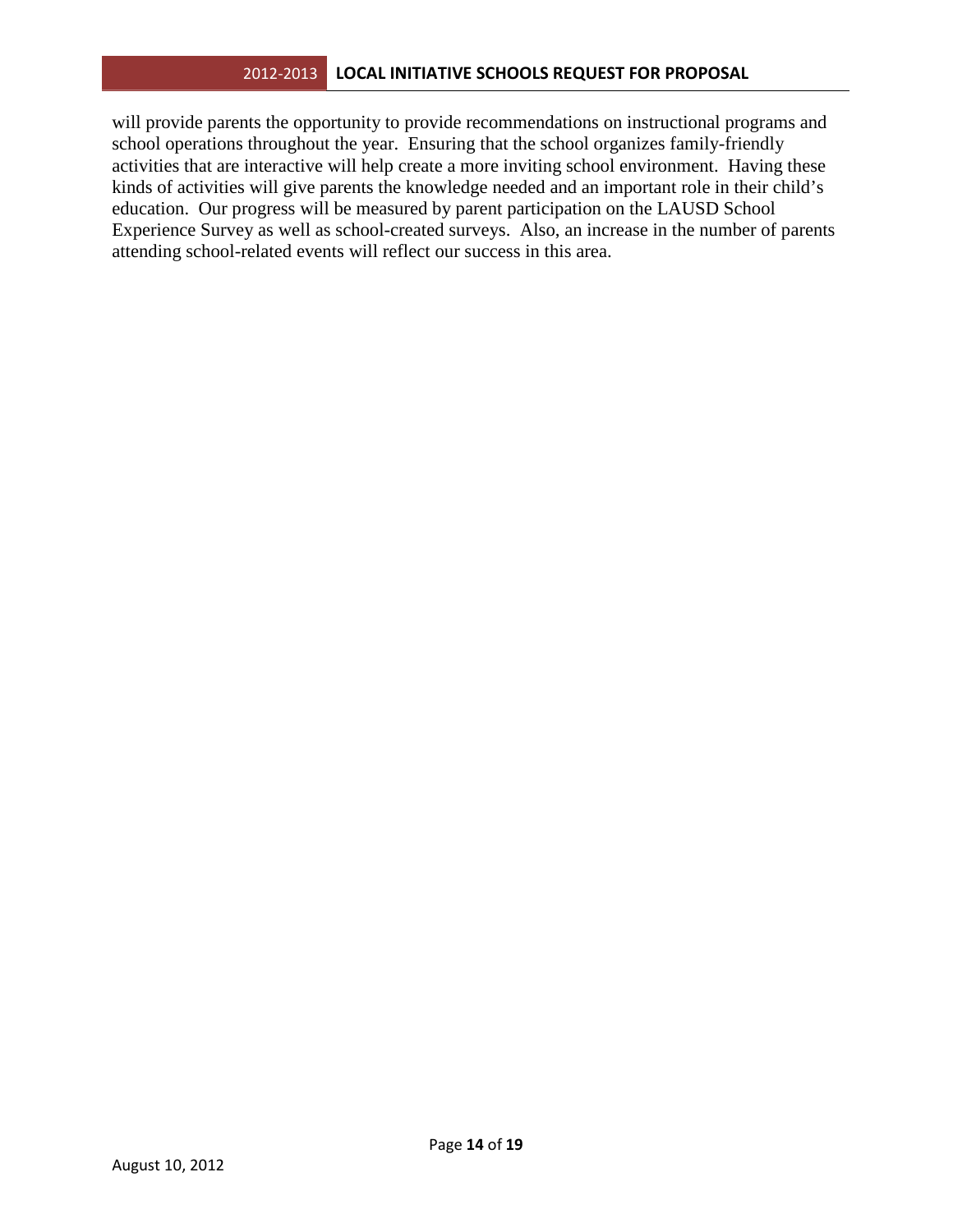will provide parents the opportunity to provide recommendations on instructional programs and school operations throughout the year. Ensuring that the school organizes family-friendly activities that are interactive will help create a more inviting school environment. Having these kinds of activities will give parents the knowledge needed and an important role in their child's education. Our progress will be measured by parent participation on the LAUSD School Experience Survey as well as school-created surveys. Also, an increase in the number of parents attending school-related events will reflect our success in this area.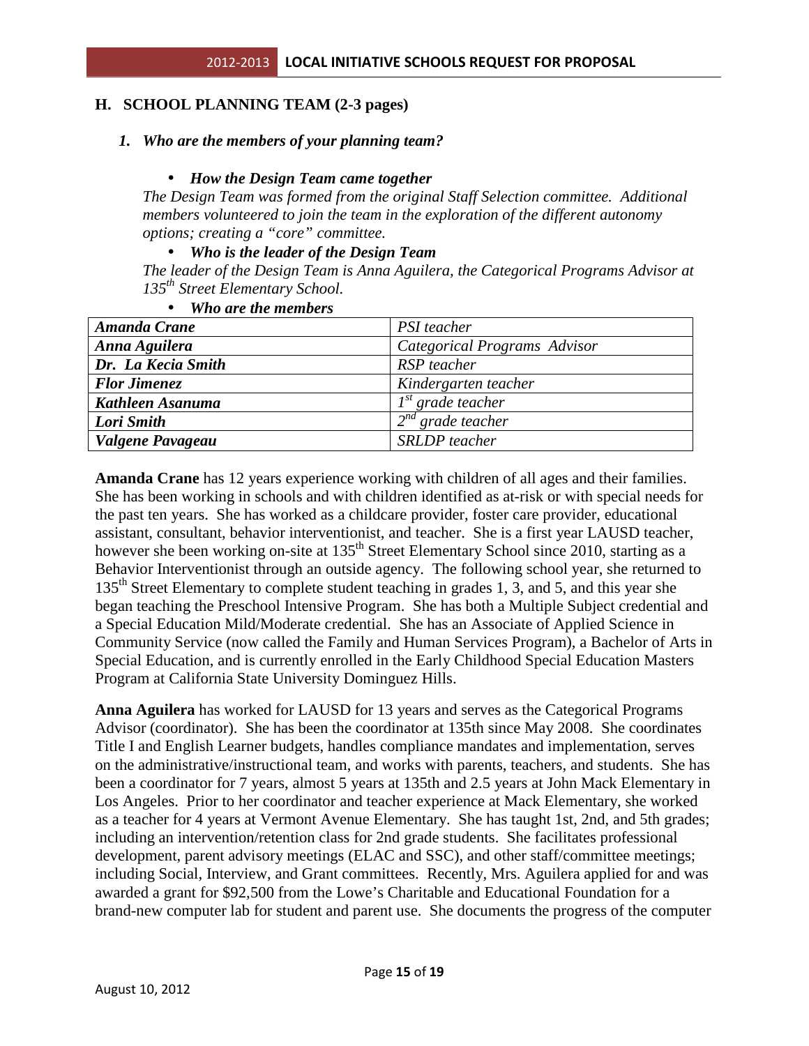## H. SCHOOL PLANNING TEAM (2-3 pages)

### *1. Who are the members of your planning team?*

- ***How the Design Team came together***

*The Design Team was formed from the original Staff Selection committee. Additional members volunteered to join the team in the exploration of the different autonomy options; creating a "core" committee.*

- ***Who is the leader of the Design Team***

*The leader of the Design Team is Anna Aguilera, the Categorical Programs Advisor at 135th Street Elementary School.*

- ***Who are the members***

| ***Amanda Crane*** | *PSI teacher* |
|---|---|
| ***Anna Aguilera*** | *Categorical Programs Advisor* |
| ***Dr. La Kecia Smith*** | *RSP teacher* |
| ***Flor Jimenez*** | *Kindergarten teacher* |
| ***Kathleen Asanuma*** | *1st grade teacher* |
| ***Lori Smith*** | *2nd grade teacher* |
| ***Valgene Pavageau*** | *SRLDP teacher* |

**Amanda Crane** has 12 years experience working with children of all ages and their families. She has been working in schools and with children identified as at-risk or with special needs for the past ten years. She has worked as a childcare provider, foster care provider, educational assistant, consultant, behavior interventionist, and teacher. She is a first year LAUSD teacher, however she been working on-site at 135th Street Elementary School since 2010, starting as a Behavior Interventionist through an outside agency. The following school year, she returned to 135th Street Elementary to complete student teaching in grades 1, 3, and 5, and this year she began teaching the Preschool Intensive Program. She has both a Multiple Subject credential and a Special Education Mild/Moderate credential. She has an Associate of Applied Science in Community Service (now called the Family and Human Services Program), a Bachelor of Arts in Special Education, and is currently enrolled in the Early Childhood Special Education Masters Program at California State University Dominguez Hills.

**Anna Aguilera** has worked for LAUSD for 13 years and serves as the Categorical Programs Advisor (coordinator). She has been the coordinator at 135th since May 2008. She coordinates Title I and English Learner budgets, handles compliance mandates and implementation, serves on the administrative/instructional team, and works with parents, teachers, and students. She has been a coordinator for 7 years, almost 5 years at 135th and 2.5 years at John Mack Elementary in Los Angeles. Prior to her coordinator and teacher experience at Mack Elementary, she worked as a teacher for 4 years at Vermont Avenue Elementary. She has taught 1st, 2nd, and 5th grades; including an intervention/retention class for 2nd grade students. She facilitates professional development, parent advisory meetings (ELAC and SSC), and other staff/committee meetings; including Social, Interview, and Grant committees. Recently, Mrs. Aguilera applied for and was awarded a grant for \$92,500 from the Lowe's Charitable and Educational Foundation for a brand-new computer lab for student and parent use. She documents the progress of the computer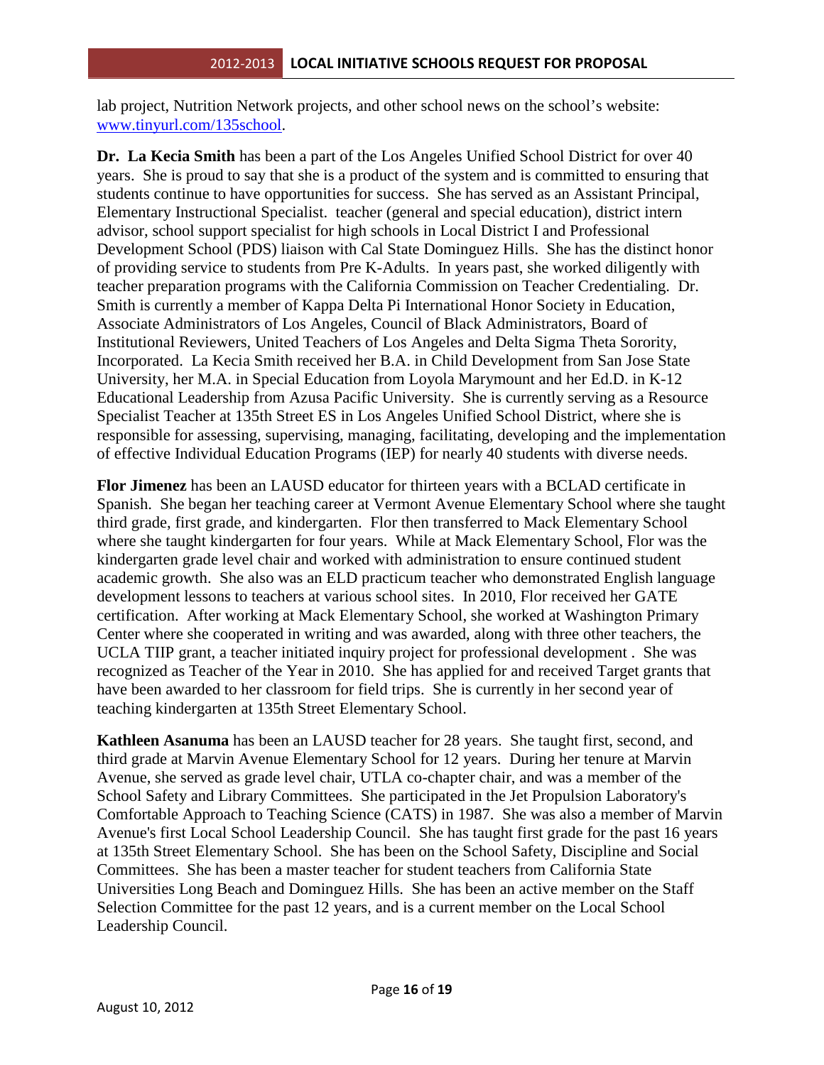lab project, Nutrition Network projects, and other school news on the school's website: [www.tinyurl.com/135school](www.tinyurl.com/135school).

**Dr. La Kecia Smith** has been a part of the Los Angeles Unified School District for over 40 years. She is proud to say that she is a product of the system and is committed to ensuring that students continue to have opportunities for success. She has served as an Assistant Principal, Elementary Instructional Specialist. teacher (general and special education), district intern advisor, school support specialist for high schools in Local District I and Professional Development School (PDS) liaison with Cal State Dominguez Hills. She has the distinct honor of providing service to students from Pre K-Adults. In years past, she worked diligently with teacher preparation programs with the California Commission on Teacher Credentialing. Dr. Smith is currently a member of Kappa Delta Pi International Honor Society in Education, Associate Administrators of Los Angeles, Council of Black Administrators, Board of Institutional Reviewers, United Teachers of Los Angeles and Delta Sigma Theta Sorority, Incorporated. La Kecia Smith received her B.A. in Child Development from San Jose State University, her M.A. in Special Education from Loyola Marymount and her Ed.D. in K-12 Educational Leadership from Azusa Pacific University. She is currently serving as a Resource Specialist Teacher at 135th Street ES in Los Angeles Unified School District, where she is responsible for assessing, supervising, managing, facilitating, developing and the implementation of effective Individual Education Programs (IEP) for nearly 40 students with diverse needs.

**Flor Jimenez** has been an LAUSD educator for thirteen years with a BCLAD certificate in Spanish. She began her teaching career at Vermont Avenue Elementary School where she taught third grade, first grade, and kindergarten. Flor then transferred to Mack Elementary School where she taught kindergarten for four years. While at Mack Elementary School, Flor was the kindergarten grade level chair and worked with administration to ensure continued student academic growth. She also was an ELD practicum teacher who demonstrated English language development lessons to teachers at various school sites. In 2010, Flor received her GATE certification. After working at Mack Elementary School, she worked at Washington Primary Center where she cooperated in writing and was awarded, along with three other teachers, the UCLA TIIP grant, a teacher initiated inquiry project for professional development . She was recognized as Teacher of the Year in 2010. She has applied for and received Target grants that have been awarded to her classroom for field trips. She is currently in her second year of teaching kindergarten at 135th Street Elementary School.

**Kathleen Asanuma** has been an LAUSD teacher for 28 years. She taught first, second, and third grade at Marvin Avenue Elementary School for 12 years. During her tenure at Marvin Avenue, she served as grade level chair, UTLA co-chapter chair, and was a member of the School Safety and Library Committees. She participated in the Jet Propulsion Laboratory's Comfortable Approach to Teaching Science (CATS) in 1987. She was also a member of Marvin Avenue's first Local School Leadership Council. She has taught first grade for the past 16 years at 135th Street Elementary School. She has been on the School Safety, Discipline and Social Committees. She has been a master teacher for student teachers from California State Universities Long Beach and Dominguez Hills. She has been an active member on the Staff Selection Committee for the past 12 years, and is a current member on the Local School Leadership Council.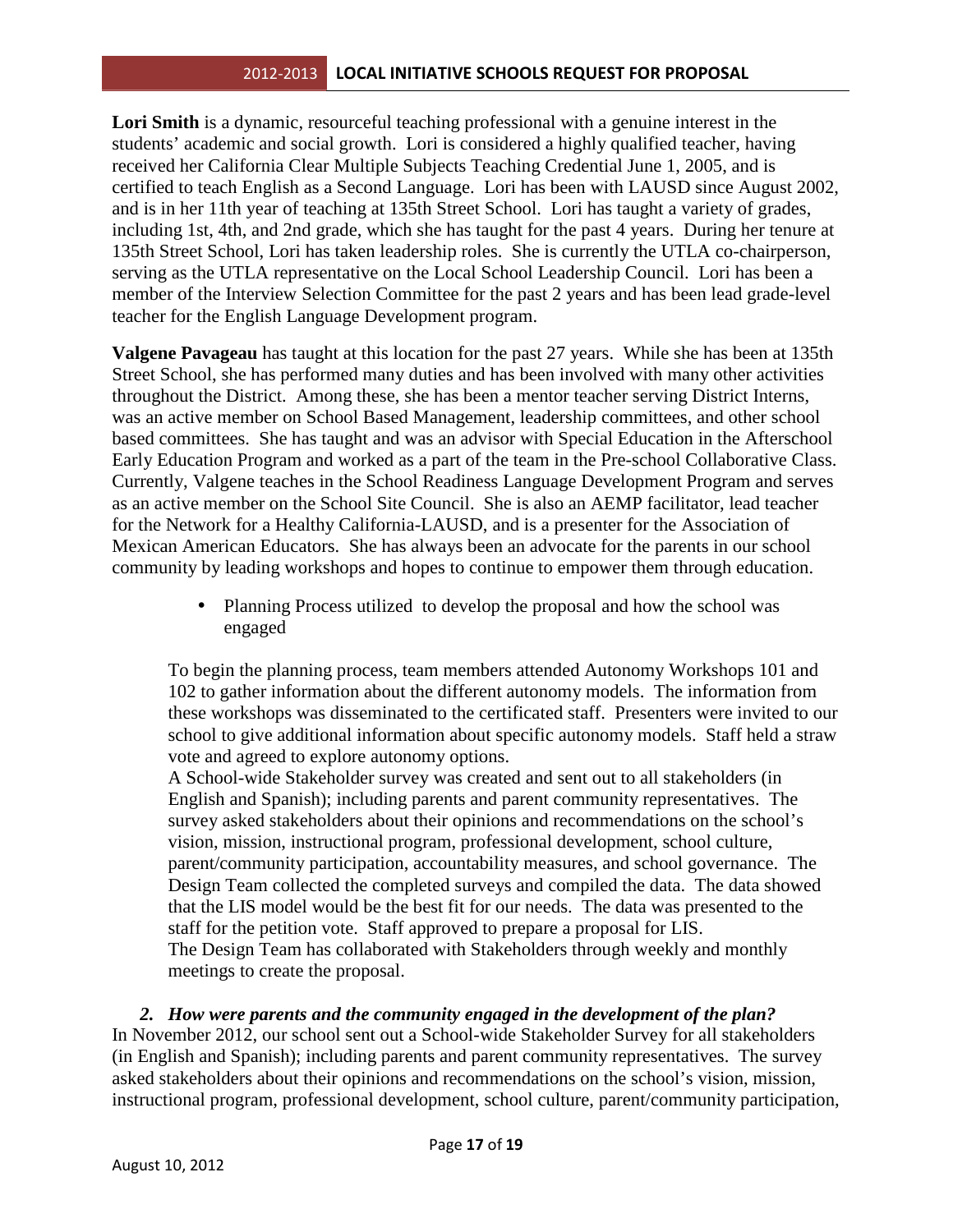**Lori Smith** is a dynamic, resourceful teaching professional with a genuine interest in the students' academic and social growth. Lori is considered a highly qualified teacher, having received her California Clear Multiple Subjects Teaching Credential June 1, 2005, and is certified to teach English as a Second Language. Lori has been with LAUSD since August 2002, and is in her 11th year of teaching at 135th Street School. Lori has taught a variety of grades, including 1st, 4th, and 2nd grade, which she has taught for the past 4 years. During her tenure at 135th Street School, Lori has taken leadership roles. She is currently the UTLA co-chairperson, serving as the UTLA representative on the Local School Leadership Council. Lori has been a member of the Interview Selection Committee for the past 2 years and has been lead grade-level teacher for the English Language Development program.

**Valgene Pavageau** has taught at this location for the past 27 years. While she has been at 135th Street School, she has performed many duties and has been involved with many other activities throughout the District. Among these, she has been a mentor teacher serving District Interns, was an active member on School Based Management, leadership committees, and other school based committees. She has taught and was an advisor with Special Education in the Afterschool Early Education Program and worked as a part of the team in the Pre-school Collaborative Class. Currently, Valgene teaches in the School Readiness Language Development Program and serves as an active member on the School Site Council. She is also an AEMP facilitator, lead teacher for the Network for a Healthy California-LAUSD, and is a presenter for the Association of Mexican American Educators. She has always been an advocate for the parents in our school community by leading workshops and hopes to continue to empower them through education.

- Planning Process utilized to develop the proposal and how the school was engaged

To begin the planning process, team members attended Autonomy Workshops 101 and 102 to gather information about the different autonomy models. The information from these workshops was disseminated to the certificated staff. Presenters were invited to our school to give additional information about specific autonomy models. Staff held a straw vote and agreed to explore autonomy options.
A School-wide Stakeholder survey was created and sent out to all stakeholders (in English and Spanish); including parents and parent community representatives. The survey asked stakeholders about their opinions and recommendations on the school's vision, mission, instructional program, professional development, school culture, parent/community participation, accountability measures, and school governance. The Design Team collected the completed surveys and compiled the data. The data showed that the LIS model would be the best fit for our needs. The data was presented to the staff for the petition vote. Staff approved to prepare a proposal for LIS.
The Design Team has collaborated with Stakeholders through weekly and monthly meetings to create the proposal.

***2. How were parents and the community engaged in the development of the plan?***

In November 2012, our school sent out a School-wide Stakeholder Survey for all stakeholders (in English and Spanish); including parents and parent community representatives. The survey asked stakeholders about their opinions and recommendations on the school's vision, mission, instructional program, professional development, school culture, parent/community participation,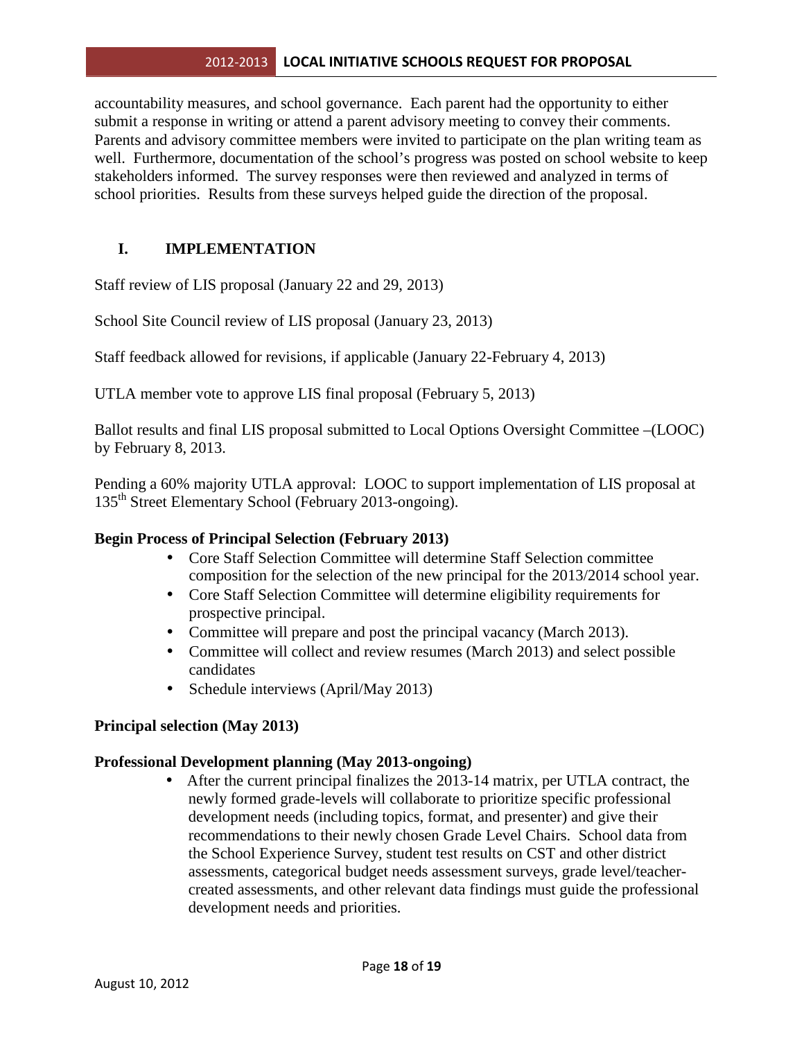accountability measures, and school governance. Each parent had the opportunity to either submit a response in writing or attend a parent advisory meeting to convey their comments. Parents and advisory committee members were invited to participate on the plan writing team as well. Furthermore, documentation of the school's progress was posted on school website to keep stakeholders informed. The survey responses were then reviewed and analyzed in terms of school priorities. Results from these surveys helped guide the direction of the proposal.

## I. IMPLEMENTATION

Staff review of LIS proposal (January 22 and 29, 2013)

School Site Council review of LIS proposal (January 23, 2013)

Staff feedback allowed for revisions, if applicable (January 22-February 4, 2013)

UTLA member vote to approve LIS final proposal (February 5, 2013)

Ballot results and final LIS proposal submitted to Local Options Oversight Committee –(LOOC) by February 8, 2013.

Pending a 60% majority UTLA approval: LOOC to support implementation of LIS proposal at 135th Street Elementary School (February 2013-ongoing).

**Begin Process of Principal Selection (February 2013)**

- Core Staff Selection Committee will determine Staff Selection committee composition for the selection of the new principal for the 2013/2014 school year.
- Core Staff Selection Committee will determine eligibility requirements for prospective principal.
- Committee will prepare and post the principal vacancy (March 2013).
- Committee will collect and review resumes (March 2013) and select possible candidates
- Schedule interviews (April/May 2013)

**Principal selection (May 2013)**

**Professional Development planning (May 2013-ongoing)**

- After the current principal finalizes the 2013-14 matrix, per UTLA contract, the newly formed grade-levels will collaborate to prioritize specific professional development needs (including topics, format, and presenter) and give their recommendations to their newly chosen Grade Level Chairs. School data from the School Experience Survey, student test results on CST and other district assessments, categorical budget needs assessment surveys, grade level/teacher-created assessments, and other relevant data findings must guide the professional development needs and priorities.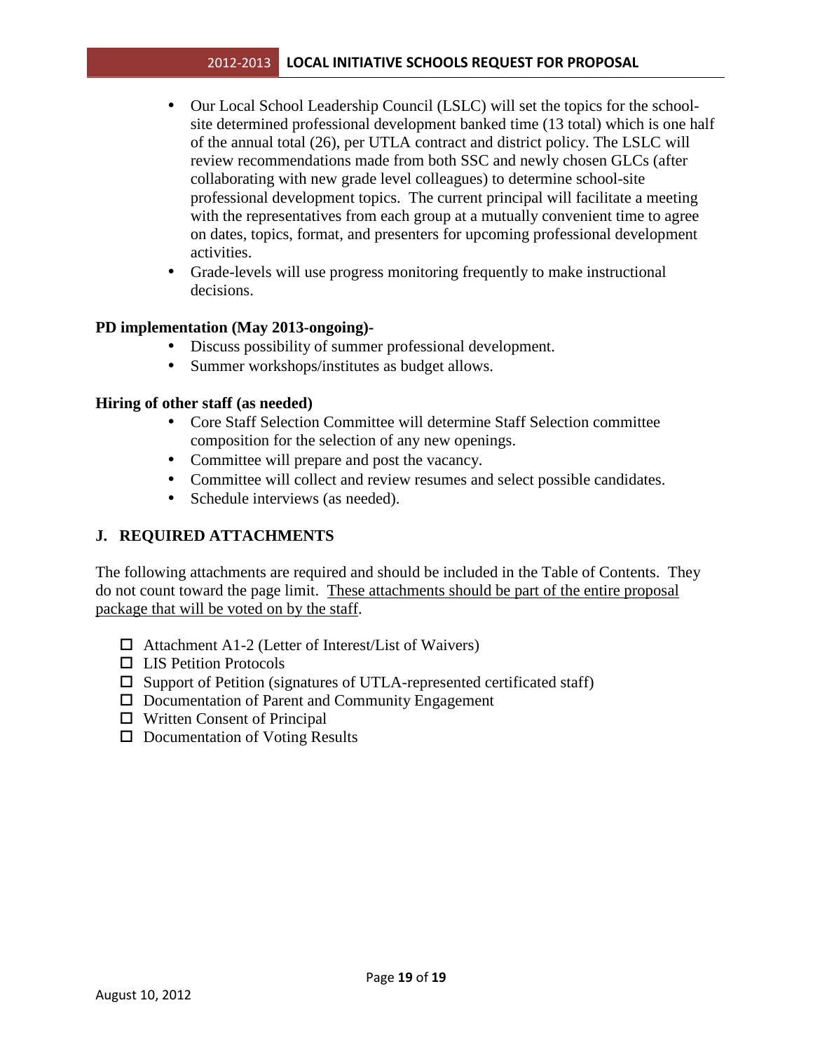- Our Local School Leadership Council (LSLC) will set the topics for the school-site determined professional development banked time (13 total) which is one half of the annual total (26), per UTLA contract and district policy. The LSLC will review recommendations made from both SSC and newly chosen GLCs (after collaborating with new grade level colleagues) to determine school-site professional development topics. The current principal will facilitate a meeting with the representatives from each group at a mutually convenient time to agree on dates, topics, format, and presenters for upcoming professional development activities.
- Grade-levels will use progress monitoring frequently to make instructional decisions.

**PD implementation (May 2013-ongoing)-**

- Discuss possibility of summer professional development.
- Summer workshops/institutes as budget allows.

**Hiring of other staff (as needed)**

- Core Staff Selection Committee will determine Staff Selection committee composition for the selection of any new openings.
- Committee will prepare and post the vacancy.
- Committee will collect and review resumes and select possible candidates.
- Schedule interviews (as needed).

## J. REQUIRED ATTACHMENTS

The following attachments are required and should be included in the Table of Contents. They do not count toward the page limit. <u>These attachments should be part of the entire proposal package that will be voted on by the staff</u>.

- ☐ Attachment A1-2 (Letter of Interest/List of Waivers)
- ☐ LIS Petition Protocols
- ☐ Support of Petition (signatures of UTLA-represented certificated staff)
- ☐ Documentation of Parent and Community Engagement
- ☐ Written Consent of Principal
- ☐ Documentation of Voting Results